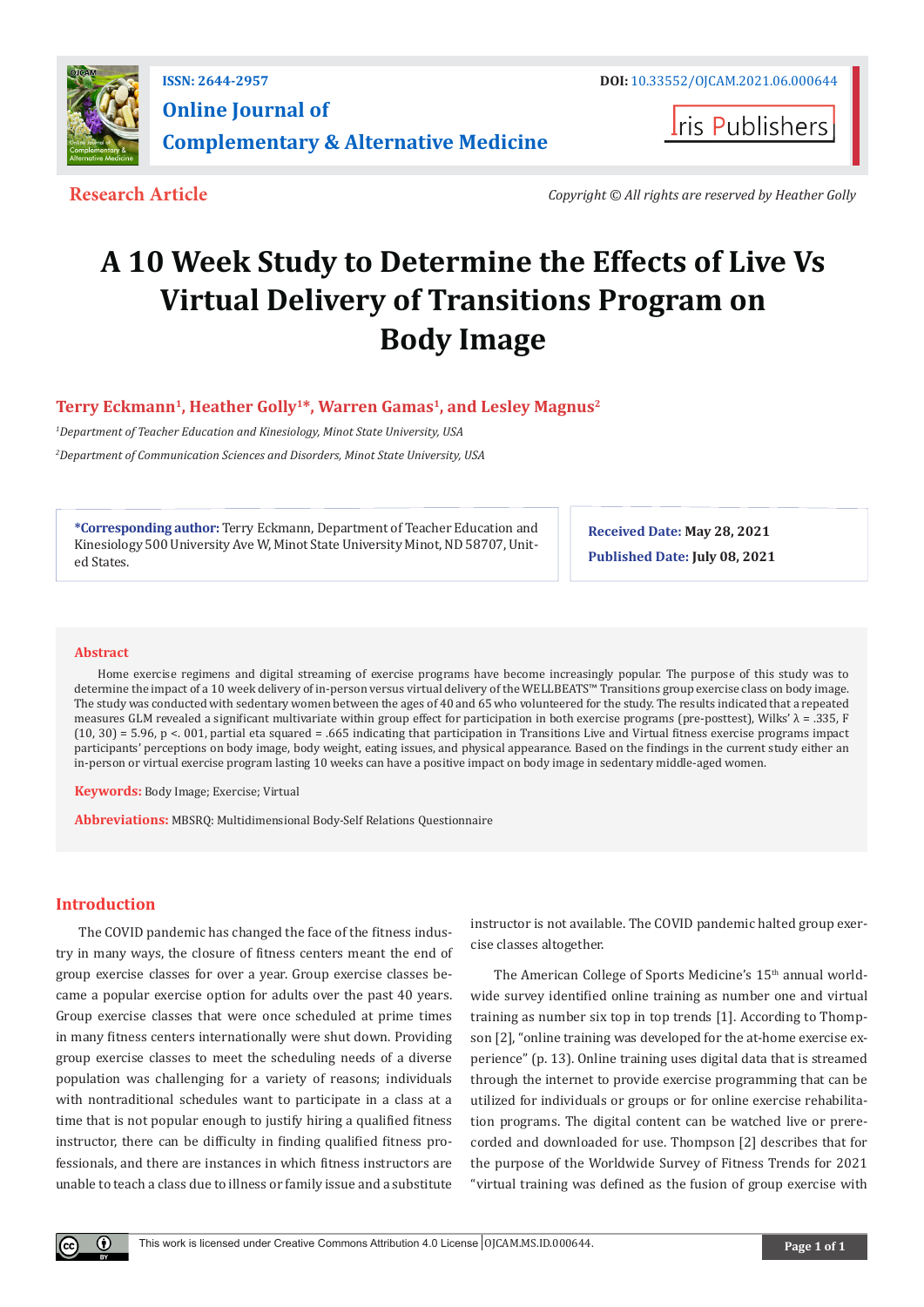ISSN: 2644-2957

DOI: 10.33552/OJCAM.2021.06.000644

**Online Journal of Complementary & Alternative Medicine**

Iris Publishers

**Research Article**

*Copyright © All rights are reserved by Heather Golly*

# A 10 Week Study to Determine the Effects of Live Vs Virtual Delivery of Transitions Program on Body Image

**Terry Eckmann[1], Heather Golly[1]*, Warren Gamas[1], and Lesley Magnus[2]**

*[1]Department of Teacher Education and Kinesiology, Minot State University, USA*

*[2]Department of Communication Sciences and Disorders, Minot State University, USA*

**\*Corresponding author:** Terry Eckmann, Department of Teacher Education and Kinesiology 500 University Ave W, Minot State University Minot, ND 58707, United States.

**Received Date:** May 28, 2021

**Published Date:** July 08, 2021

## Abstract

Home exercise regimens and digital streaming of exercise programs have become increasingly popular. The purpose of this study was to determine the impact of a 10 week delivery of in-person versus virtual delivery of the WELLBEATS™ Transitions group exercise class on body image. The study was conducted with sedentary women between the ages of 40 and 65 who volunteered for the study. The results indicated that a repeated measures GLM revealed a significant multivariate within group effect for participation in both exercise programs (pre-posttest), Wilks' $\lambda$ = .335, $F(10, 30) = 5.96$, $p < .001$, partial eta squared = .665 indicating that participation in Transitions Live and Virtual fitness exercise programs impact participants' perceptions on body image, body weight, eating issues, and physical appearance. Based on the findings in the current study either an in-person or virtual exercise program lasting 10 weeks can have a positive impact on body image in sedentary middle-aged women.

**Keywords:** Body Image; Exercise; Virtual

**Abbreviations:** MBSRQ: Multidimensional Body-Self Relations Questionnaire

## Introduction

The COVID pandemic has changed the face of the fitness industry in many ways, the closure of fitness centers meant the end of group exercise classes for over a year. Group exercise classes became a popular exercise option for adults over the past 40 years. Group exercise classes that were once scheduled at prime times in many fitness centers internationally were shut down. Providing group exercise classes to meet the scheduling needs of a diverse population was challenging for a variety of reasons; individuals with nontraditional schedules want to participate in a class at a time that is not popular enough to justify hiring a qualified fitness instructor, there can be difficulty in finding qualified fitness professionals, and there are instances in which fitness instructors are unable to teach a class due to illness or family issue and a substitute instructor is not available. The COVID pandemic halted group exercise classes altogether.

The American College of Sports Medicine's 15th annual worldwide survey identified online training as number one and virtual training as number six top in top trends [1]. According to Thompson [2], "online training was developed for the at-home exercise experience" (p. 13). Online training uses digital data that is streamed through the internet to provide exercise programming that can be utilized for individuals or groups or for online exercise rehabilitation programs. The digital content can be watched live or prerecorded and downloaded for use. Thompson [2] describes that for the purpose of the Worldwide Survey of Fitness Trends for 2021 "virtual training was defined as the fusion of group exercise with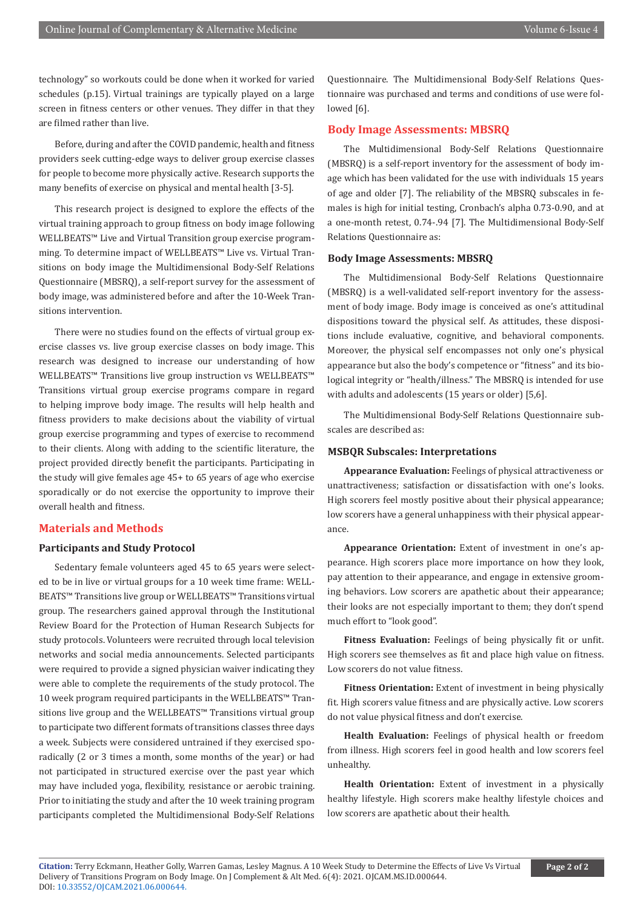technology" so workouts could be done when it worked for varied schedules (p.15). Virtual trainings are typically played on a large screen in fitness centers or other venues. They differ in that they are filmed rather than live.

Before, during and after the COVID pandemic, health and fitness providers seek cutting-edge ways to deliver group exercise classes for people to become more physically active. Research supports the many benefits of exercise on physical and mental health [3-5].

This research project is designed to explore the effects of the virtual training approach to group fitness on body image following WELLBEATS™ Live and Virtual Transition group exercise programming. To determine impact of WELLBEATS™ Live vs. Virtual Transitions on body image the Multidimensional Body-Self Relations Questionnaire (MBSRQ), a self-report survey for the assessment of body image, was administered before and after the 10-Week Transitions intervention.

There were no studies found on the effects of virtual group exercise classes vs. live group exercise classes on body image. This research was designed to increase our understanding of how WELLBEATS™ Transitions live group instruction vs WELLBEATS™ Transitions virtual group exercise programs compare in regard to helping improve body image. The results will help health and fitness providers to make decisions about the viability of virtual group exercise programming and types of exercise to recommend to their clients. Along with adding to the scientific literature, the project provided directly benefit the participants. Participating in the study will give females age 45+ to 65 years of age who exercise sporadically or do not exercise the opportunity to improve their overall health and fitness.

## Materials and Methods

### Participants and Study Protocol

Sedentary female volunteers aged 45 to 65 years were selected to be in live or virtual groups for a 10 week time frame: WELLBEATS™ Transitions live group or WELLBEATS™ Transitions virtual group. The researchers gained approval through the Institutional Review Board for the Protection of Human Research Subjects for study protocols. Volunteers were recruited through local television networks and social media announcements. Selected participants were required to provide a signed physician waiver indicating they were able to complete the requirements of the study protocol. The 10 week program required participants in the WELLBEATS™ Transitions live group and the WELLBEATS™ Transitions virtual group to participate two different formats of transitions classes three days a week. Subjects were considered untrained if they exercised sporadically (2 or 3 times a month, some months of the year) or had not participated in structured exercise over the past year which may have included yoga, flexibility, resistance or aerobic training. Prior to initiating the study and after the 10 week training program participants completed the Multidimensional Body-Self Relations Questionnaire. The Multidimensional Body-Self Relations Questionnaire was purchased and terms and conditions of use were followed [6].

## Body Image Assessments: MBSRQ

The Multidimensional Body-Self Relations Questionnaire (MBSRQ) is a self-report inventory for the assessment of body image which has been validated for the use with individuals 15 years of age and older [7]. The reliability of the MBSRQ subscales in females is high for initial testing, Cronbach's alpha 0.73-0.90, and at a one-month retest, 0.74-.94 [7]. The Multidimensional Body-Self Relations Questionnaire as:

### Body Image Assessments: MBSRQ

The Multidimensional Body-Self Relations Questionnaire (MBSRQ) is a well-validated self-report inventory for the assessment of body image. Body image is conceived as one's attitudinal dispositions toward the physical self. As attitudes, these dispositions include evaluative, cognitive, and behavioral components. Moreover, the physical self encompasses not only one's physical appearance but also the body's competence or "fitness" and its biological integrity or "health/illness." The MBSRQ is intended for use with adults and adolescents (15 years or older) [5,6].

The Multidimensional Body-Self Relations Questionnaire subscales are described as:

### MSBQR Subscales: Interpretations

**Appearance Evaluation:** Feelings of physical attractiveness or unattractiveness; satisfaction or dissatisfaction with one's looks. High scorers feel mostly positive about their physical appearance; low scorers have a general unhappiness with their physical appearance.

**Appearance Orientation:** Extent of investment in one's appearance. High scorers place more importance on how they look, pay attention to their appearance, and engage in extensive grooming behaviors. Low scorers are apathetic about their appearance; their looks are not especially important to them; they don't spend much effort to "look good".

**Fitness Evaluation:** Feelings of being physically fit or unfit. High scorers see themselves as fit and place high value on fitness. Low scorers do not value fitness.

**Fitness Orientation:** Extent of investment in being physically fit. High scorers value fitness and are physically active. Low scorers do not value physical fitness and don't exercise.

**Health Evaluation:** Feelings of physical health or freedom from illness. High scorers feel in good health and low scorers feel unhealthy.

**Health Orientation:** Extent of investment in a physically healthy lifestyle. High scorers make healthy lifestyle choices and low scorers are apathetic about their health.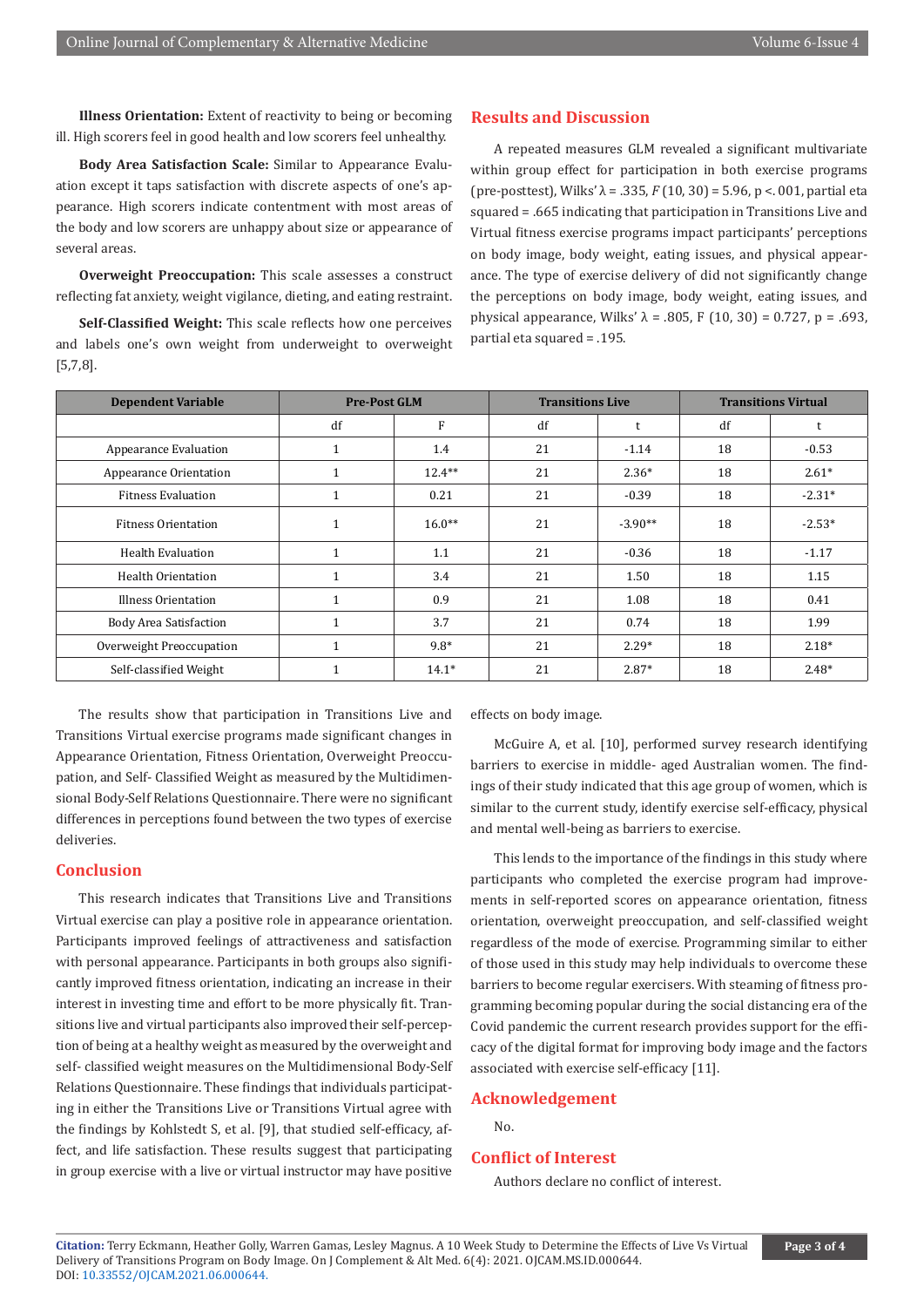**Illness Orientation:** Extent of reactivity to being or becoming ill. High scorers feel in good health and low scorers feel unhealthy.

**Body Area Satisfaction Scale:** Similar to Appearance Evaluation except it taps satisfaction with discrete aspects of one's appearance. High scorers indicate contentment with most areas of the body and low scorers are unhappy about size or appearance of several areas.

**Overweight Preoccupation:** This scale assesses a construct reflecting fat anxiety, weight vigilance, dieting, and eating restraint.

**Self-Classified Weight:** This scale reflects how one perceives and labels one's own weight from underweight to overweight [5,7,8].

## Results and Discussion

A repeated measures GLM revealed a significant multivariate within group effect for participation in both exercise programs (pre-posttest), Wilks' $\lambda = .335$, $F(10, 30) = 5.96$, $p < .001$, partial eta squared = .665 indicating that participation in Transitions Live and Virtual fitness exercise programs impact participants' perceptions on body image, body weight, eating issues, and physical appearance. The type of exercise delivery of did not significantly change the perceptions on body image, body weight, eating issues, and physical appearance, Wilks' $\lambda = .805$, $F(10, 30) = 0.727$, $p = .693$, partial eta squared = .195.

| Dependent Variable | Pre-Post GLM | | Transitions Live | | Transitions Virtual | |
|---|---|---|---|---|---|---|
| | df | F | df | t | df | t |
| Appearance Evaluation | 1 | 1.4 | 21 | -1.14 | 18 | -0.53 |
| Appearance Orientation | 1 | 12.4** | 21 | 2.36* | 18 | 2.61* |
| Fitness Evaluation | 1 | 0.21 | 21 | -0.39 | 18 | -2.31* |
| Fitness Orientation | 1 | 16.0** | 21 | -3.90** | 18 | -2.53* |
| Health Evaluation | 1 | 1.1 | 21 | -0.36 | 18 | -1.17 |
| Health Orientation | 1 | 3.4 | 21 | 1.50 | 18 | 1.15 |
| Illness Orientation | 1 | 0.9 | 21 | 1.08 | 18 | 0.41 |
| Body Area Satisfaction | 1 | 3.7 | 21 | 0.74 | 18 | 1.99 |
| Overweight Preoccupation | 1 | 9.8* | 21 | 2.29* | 18 | 2.18* |
| Self-classified Weight | 1 | 14.1* | 21 | 2.87* | 18 | 2.48* |

The results show that participation in Transitions Live and Transitions Virtual exercise programs made significant changes in Appearance Orientation, Fitness Orientation, Overweight Preoccupation, and Self- Classified Weight as measured by the Multidimensional Body-Self Relations Questionnaire. There were no significant differences in perceptions found between the two types of exercise deliveries.

## Conclusion

This research indicates that Transitions Live and Transitions Virtual exercise can play a positive role in appearance orientation. Participants improved feelings of attractiveness and satisfaction with personal appearance. Participants in both groups also significantly improved fitness orientation, indicating an increase in their interest in investing time and effort to be more physically fit. Transitions live and virtual participants also improved their self-perception of being at a healthy weight as measured by the overweight and self- classified weight measures on the Multidimensional Body-Self Relations Questionnaire. These findings that individuals participating in either the Transitions Live or Transitions Virtual agree with the findings by Kohlstedt S, et al. [9], that studied self-efficacy, affect, and life satisfaction. These results suggest that participating in group exercise with a live or virtual instructor may have positive effects on body image.

McGuire A, et al. [10], performed survey research identifying barriers to exercise in middle- aged Australian women. The findings of their study indicated that this age group of women, which is similar to the current study, identify exercise self-efficacy, physical and mental well-being as barriers to exercise.

This lends to the importance of the findings in this study where participants who completed the exercise program had improvements in self-reported scores on appearance orientation, fitness orientation, overweight preoccupation, and self-classified weight regardless of the mode of exercise. Programming similar to either of those used in this study may help individuals to overcome these barriers to become regular exercisers. With steaming of fitness programming becoming popular during the social distancing era of the Covid pandemic the current research provides support for the efficacy of the digital format for improving body image and the factors associated with exercise self-efficacy [11].

## Acknowledgement

No.

## Conflict of Interest

Authors declare no conflict of interest.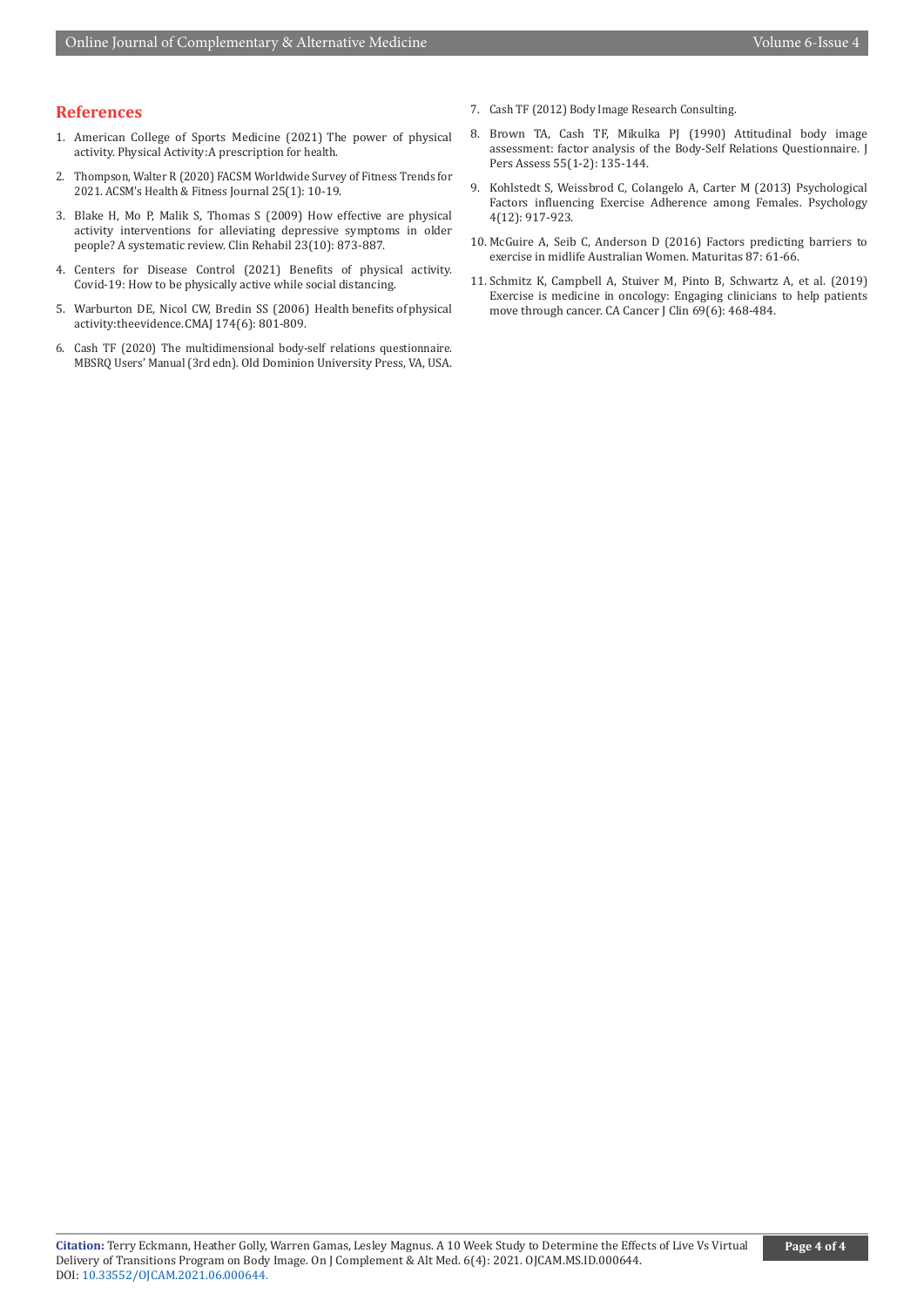## References

1. American College of Sports Medicine (2021) The power of physical activity. Physical Activity:A prescription for health.
2. Thompson, Walter R (2020) FACSM Worldwide Survey of Fitness Trends for 2021. ACSM's Health & Fitness Journal 25(1): 10-19.
3. Blake H, Mo P, Malik S, Thomas S (2009) How effective are physical activity interventions for alleviating depressive symptoms in older people? A systematic review. Clin Rehabil 23(10): 873-887.
4. Centers for Disease Control (2021) Benefits of physical activity. Covid-19: How to be physically active while social distancing.
5. Warburton DE, Nicol CW, Bredin SS (2006) Health benefits of physical activity:theevidence.CMAJ 174(6): 801-809.
6. Cash TF (2020) The multidimensional body-self relations questionnaire. MBSRQ Users' Manual (3rd edn). Old Dominion University Press, VA, USA.
7. Cash TF (2012) Body Image Research Consulting.
8. Brown TA, Cash TF, Mikulka PJ (1990) Attitudinal body image assessment: factor analysis of the Body-Self Relations Questionnaire. J Pers Assess 55(1-2): 135-144.
9. Kohlstedt S, Weissbrod C, Colangelo A, Carter M (2013) Psychological Factors influencing Exercise Adherence among Females. Psychology 4(12): 917-923.
10. McGuire A, Seib C, Anderson D (2016) Factors predicting barriers to exercise in midlife Australian Women. Maturitas 87: 61-66.
11. Schmitz K, Campbell A, Stuiver M, Pinto B, Schwartz A, et al. (2019) Exercise is medicine in oncology: Engaging clinicians to help patients move through cancer. CA Cancer J Clin 69(6): 468-484.

**Citation:** Terry Eckmann, Heather Golly, Warren Gamas, Lesley Magnus. A 10 Week Study to Determine the Effects of Live Vs Virtual Delivery of Transitions Program on Body Image. On J Complement & Alt Med. 6(4): 2021. OJCAM.MS.ID.000644. DOI: 10.33552/OJCAM.2021.06.000644.